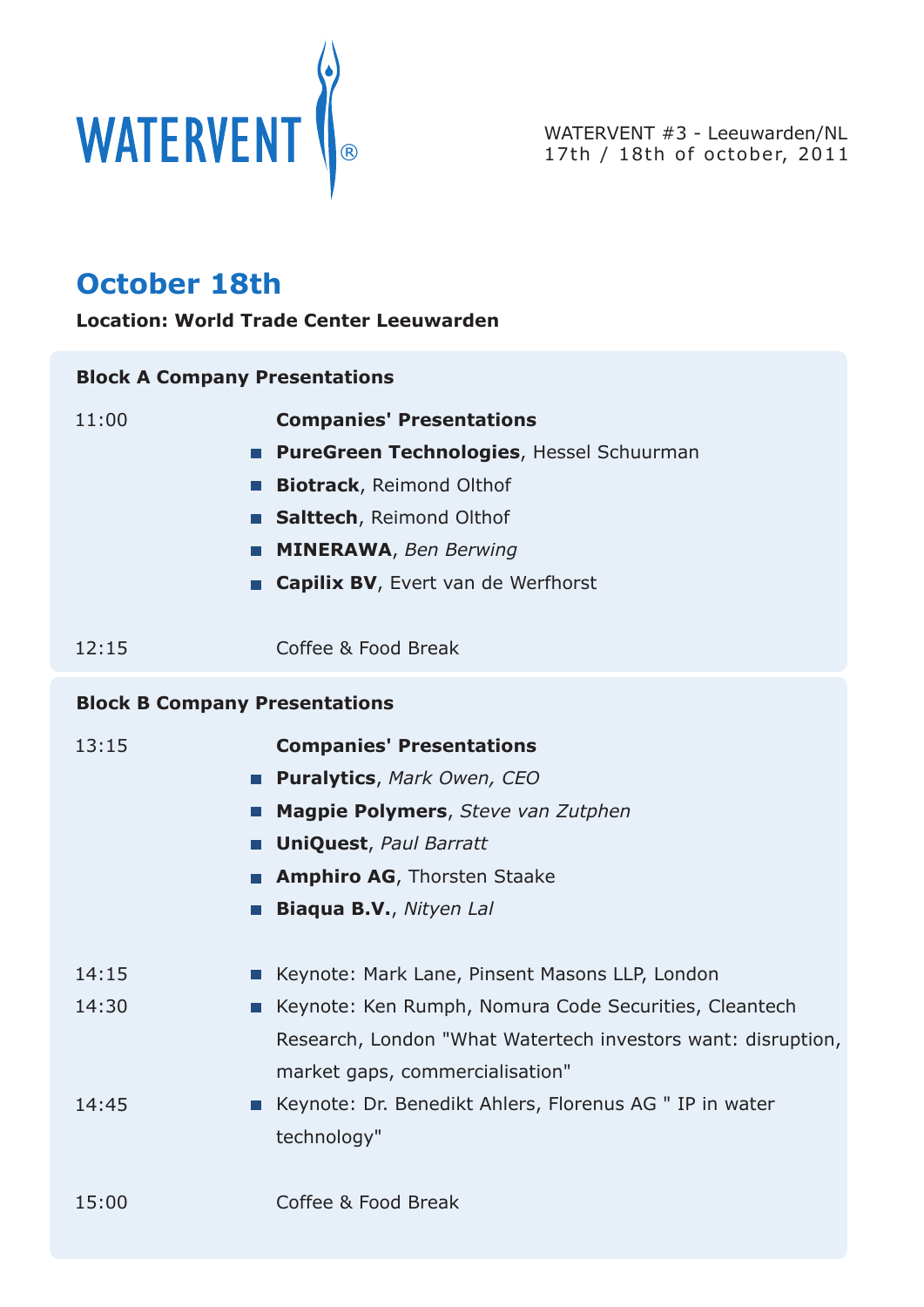WATERVENT®

WATERVENT #3 - Leeuwarden/NL
17th / 18th of october, 2011

# October 18th

**Location: World Trade Center Leeuwarden**

**Block A Company Presentations**

11:00 **Companies' Presentations**

- **PureGreen Technologies**, Hessel Schuurman
- **Biotrack**, Reimond Olthof
- **Salttech**, Reimond Olthof
- **MINERAWA**, *Ben Berwing*
- **Capilix BV**, Evert van de Werfhorst

12:15 Coffee & Food Break

**Block B Company Presentations**

13:15 **Companies' Presentations**

- **Puralytics**, *Mark Owen, CEO*
- **Magpie Polymers**, *Steve van Zutphen*
- **UniQuest**, *Paul Barratt*
- **Amphiro AG**, Thorsten Staake
- **Biaqua B.V.**, *Nityen Lal*

14:15 Keynote: Mark Lane, Pinsent Masons LLP, London

14:30 Keynote: Ken Rumph, Nomura Code Securities, Cleantech Research, London "What Watertech investors want: disruption, market gaps, commercialisation"

14:45 Keynote: Dr. Benedikt Ahlers, Florenus AG " IP in water technology"

15:00 Coffee & Food Break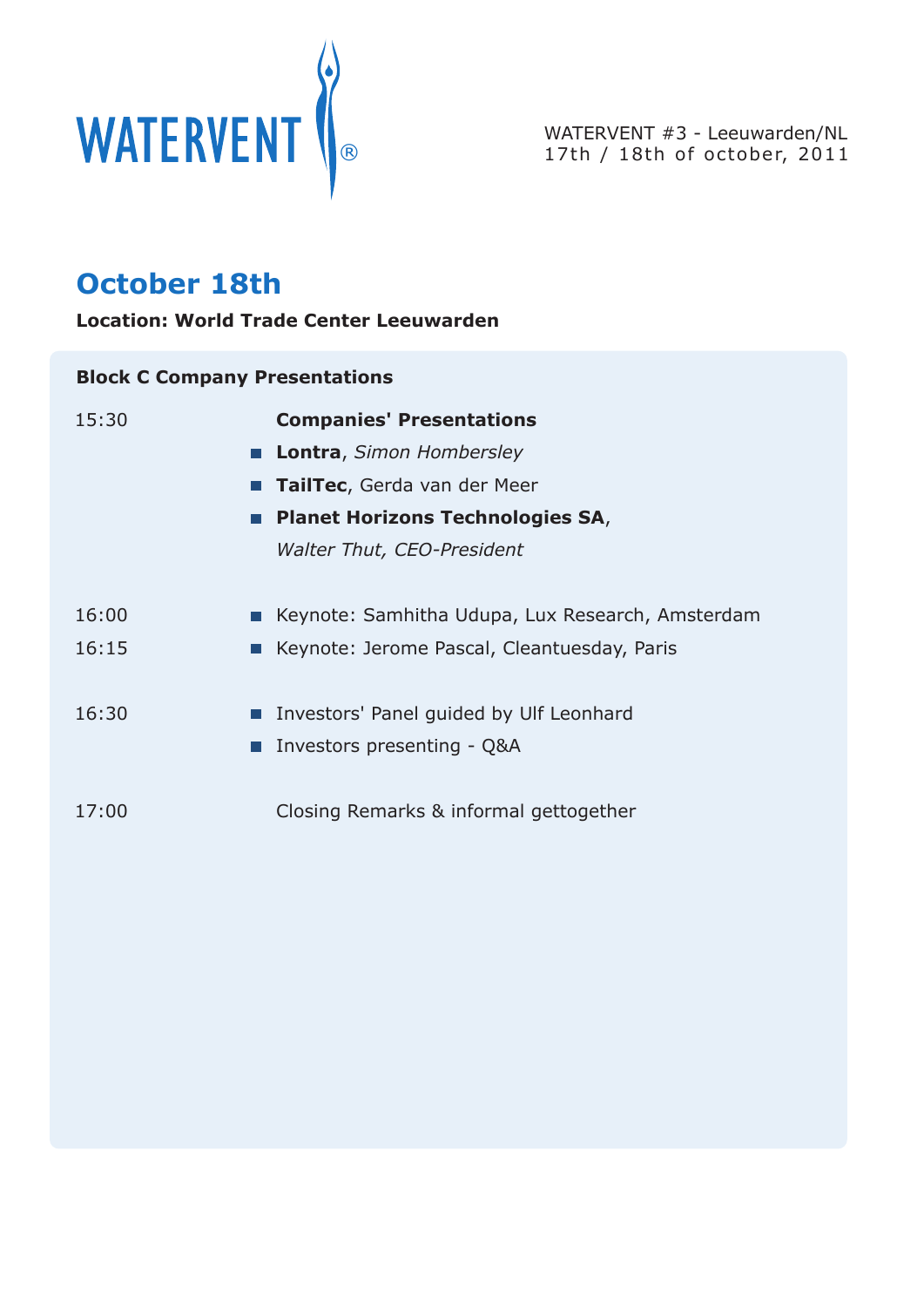WATERVENT #3 - Leeuwarden/NL
17th / 18th of october, 2011

## October 18th

**Location: World Trade Center Leeuwarden**

**Block C Company Presentations**

15:30 **Companies' Presentations**

- **Lontra**, *Simon Hombersley*
- **TailTec**, Gerda van der Meer
- **Planet Horizons Technologies SA**, *Walter Thut, CEO-President*

16:00
- Keynote: Samhitha Udupa, Lux Research, Amsterdam

16:15
- Keynote: Jerome Pascal, Cleantuesday, Paris

16:30
- Investors' Panel guided by Ulf Leonhard
- Investors presenting - Q&A

17:00 Closing Remarks & informal gettogether